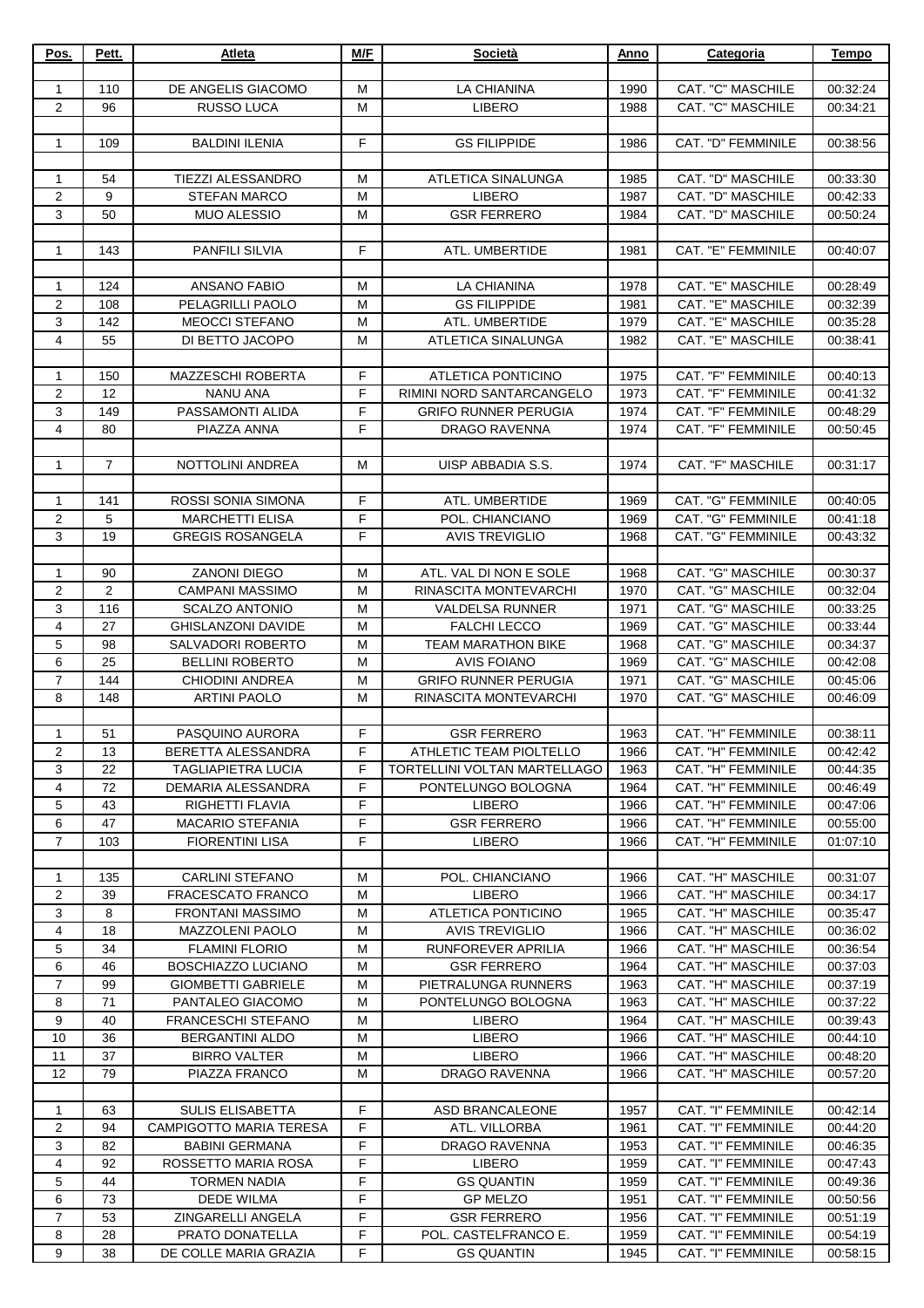| Pos. | Pett. | Atleta | M/F | Società | Anno | Categoria | Tempo |
|---|---|---|---|---|---|---|---|
| | | | | | | | |
| 1 | 110 | DE ANGELIS GIACOMO | M | LA CHIANINA | 1990 | CAT. "C" MASCHILE | 00:32:24 |
| 2 | 96 | RUSSO LUCA | M | LIBERO | 1988 | CAT. "C" MASCHILE | 00:34:21 |
| | | | | | | | |
| 1 | 109 | BALDINI ILENIA | F | GS FILIPPIDE | 1986 | CAT. "D" FEMMINILE | 00:38:56 |
| | | | | | | | |
| 1 | 54 | TIEZZI ALESSANDRO | M | ATLETICA SINALUNGA | 1985 | CAT. "D" MASCHILE | 00:33:30 |
| 2 | 9 | STEFAN MARCO | M | LIBERO | 1987 | CAT. "D" MASCHILE | 00:42:33 |
| 3 | 50 | MUO ALESSIO | M | GSR FERRERO | 1984 | CAT. "D" MASCHILE | 00:50:24 |
| | | | | | | | |
| 1 | 143 | PANFILI SILVIA | F | ATL. UMBERTIDE | 1981 | CAT. "E" FEMMINILE | 00:40:07 |
| | | | | | | | |
| 1 | 124 | ANSANO FABIO | M | LA CHIANINA | 1978 | CAT. "E" MASCHILE | 00:28:49 |
| 2 | 108 | PELAGRILLI PAOLO | M | GS FILIPPIDE | 1981 | CAT. "E" MASCHILE | 00:32:39 |
| 3 | 142 | MEOCCI STEFANO | M | ATL. UMBERTIDE | 1979 | CAT. "E" MASCHILE | 00:35:28 |
| 4 | 55 | DI BETTO JACOPO | M | ATLETICA SINALUNGA | 1982 | CAT. "E" MASCHILE | 00:38:41 |
| | | | | | | | |
| 1 | 150 | MAZZESCHI ROBERTA | F | ATLETICA PONTICINO | 1975 | CAT. "F" FEMMINILE | 00:40:13 |
| 2 | 12 | NANU ANA | F | RIMINI NORD SANTARCANGELO | 1973 | CAT. "F" FEMMINILE | 00:41:32 |
| 3 | 149 | PASSAMONTI ALIDA | F | GRIFO RUNNER PERUGIA | 1974 | CAT. "F" FEMMINILE | 00:48:29 |
| 4 | 80 | PIAZZA ANNA | F | DRAGO RAVENNA | 1974 | CAT. "F" FEMMINILE | 00:50:45 |
| | | | | | | | |
| 1 | 7 | NOTTOLINI ANDREA | M | UISP ABBADIA S.S. | 1974 | CAT. "F" MASCHILE | 00:31:17 |
| | | | | | | | |
| 1 | 141 | ROSSI SONIA SIMONA | F | ATL. UMBERTIDE | 1969 | CAT. "G" FEMMINILE | 00:40:05 |
| 2 | 5 | MARCHETTI ELISA | F | POL. CHIANCIANO | 1969 | CAT. "G" FEMMINILE | 00:41:18 |
| 3 | 19 | GREGIS ROSANGELA | F | AVIS TREVIGLIO | 1968 | CAT. "G" FEMMINILE | 00:43:32 |
| | | | | | | | |
| 1 | 90 | ZANONI DIEGO | M | ATL. VAL DI NON E SOLE | 1968 | CAT. "G" MASCHILE | 00:30:37 |
| 2 | 2 | CAMPANI MASSIMO | M | RINASCITA MONTEVARCHI | 1970 | CAT. "G" MASCHILE | 00:32:04 |
| 3 | 116 | SCALZO ANTONIO | M | VALDELSA RUNNER | 1971 | CAT. "G" MASCHILE | 00:33:25 |
| 4 | 27 | GHISLANZONI DAVIDE | M | FALCHI LECCO | 1969 | CAT. "G" MASCHILE | 00:33:44 |
| 5 | 98 | SALVADORI ROBERTO | M | TEAM MARATHON BIKE | 1968 | CAT. "G" MASCHILE | 00:34:37 |
| 6 | 25 | BELLINI ROBERTO | M | AVIS FOIANO | 1969 | CAT. "G" MASCHILE | 00:42:08 |
| 7 | 144 | CHIODINI ANDREA | M | GRIFO RUNNER PERUGIA | 1971 | CAT. "G" MASCHILE | 00:45:06 |
| 8 | 148 | ARTINI PAOLO | M | RINASCITA MONTEVARCHI | 1970 | CAT. "G" MASCHILE | 00:46:09 |
| | | | | | | | |
| 1 | 51 | PASQUINO AURORA | F | GSR FERRERO | 1963 | CAT. "H" FEMMINILE | 00:38:11 |
| 2 | 13 | BERETTA ALESSANDRA | F | ATHLETIC TEAM PIOLTELLO | 1966 | CAT. "H" FEMMINILE | 00:42:42 |
| 3 | 22 | TAGLIAPIETRA LUCIA | F | TORTELLINI VOLTAN MARTELLAGO | 1963 | CAT. "H" FEMMINILE | 00:44:35 |
| 4 | 72 | DEMARIA ALESSANDRA | F | PONTELUNGO BOLOGNA | 1964 | CAT. "H" FEMMINILE | 00:46:49 |
| 5 | 43 | RIGHETTI FLAVIA | F | LIBERO | 1966 | CAT. "H" FEMMINILE | 00:47:06 |
| 6 | 47 | MACARIO STEFANIA | F | GSR FERRERO | 1966 | CAT. "H" FEMMINILE | 00:55:00 |
| 7 | 103 | FIORENTINI LISA | F | LIBERO | 1966 | CAT. "H" FEMMINILE | 01:07:10 |
| | | | | | | | |
| 1 | 135 | CARLINI STEFANO | M | POL. CHIANCIANO | 1966 | CAT. "H" MASCHILE | 00:31:07 |
| 2 | 39 | FRACESCATO FRANCO | M | LIBERO | 1966 | CAT. "H" MASCHILE | 00:34:17 |
| 3 | 8 | FRONTANI MASSIMO | M | ATLETICA PONTICINO | 1965 | CAT. "H" MASCHILE | 00:35:47 |
| 4 | 18 | MAZZOLENI PAOLO | M | AVIS TREVIGLIO | 1966 | CAT. "H" MASCHILE | 00:36:02 |
| 5 | 34 | FLAMINI FLORIO | M | RUNFOREVER APRILIA | 1966 | CAT. "H" MASCHILE | 00:36:54 |
| 6 | 46 | BOSCHIAZZO LUCIANO | M | GSR FERRERO | 1964 | CAT. "H" MASCHILE | 00:37:03 |
| 7 | 99 | GIOMBETTI GABRIELE | M | PIETRALUNGA RUNNERS | 1963 | CAT. "H" MASCHILE | 00:37:19 |
| 8 | 71 | PANTALEO GIACOMO | M | PONTELUNGO BOLOGNA | 1963 | CAT. "H" MASCHILE | 00:37:22 |
| 9 | 40 | FRANCESCHI STEFANO | M | LIBERO | 1964 | CAT. "H" MASCHILE | 00:39:43 |
| 10 | 36 | BERGANTINI ALDO | M | LIBERO | 1966 | CAT. "H" MASCHILE | 00:44:10 |
| 11 | 37 | BIRRO VALTER | M | LIBERO | 1966 | CAT. "H" MASCHILE | 00:48:20 |
| 12 | 79 | PIAZZA FRANCO | M | DRAGO RAVENNA | 1966 | CAT. "H" MASCHILE | 00:57:20 |
| | | | | | | | |
| 1 | 63 | SULIS ELISABETTA | F | ASD BRANCALEONE | 1957 | CAT. "I" FEMMINILE | 00:42:14 |
| 2 | 94 | CAMPIGOTTO MARIA TERESA | F | ATL. VILLORBA | 1961 | CAT. "I" FEMMINILE | 00:44:20 |
| 3 | 82 | BABINI GERMANA | F | DRAGO RAVENNA | 1953 | CAT. "I" FEMMINILE | 00:46:35 |
| 4 | 92 | ROSSETTO MARIA ROSA | F | LIBERO | 1959 | CAT. "I" FEMMINILE | 00:47:43 |
| 5 | 44 | TORMEN NADIA | F | GS QUANTIN | 1959 | CAT. "I" FEMMINILE | 00:49:36 |
| 6 | 73 | DEDE WILMA | F | GP MELZO | 1951 | CAT. "I" FEMMINILE | 00:50:56 |
| 7 | 53 | ZINGARELLI ANGELA | F | GSR FERRERO | 1956 | CAT. "I" FEMMINILE | 00:51:19 |
| 8 | 28 | PRATO DONATELLA | F | POL. CASTELFRANCO E. | 1959 | CAT. "I" FEMMINILE | 00:54:19 |
| 9 | 38 | DE COLLE MARIA GRAZIA | F | GS QUANTIN | 1945 | CAT. "I" FEMMINILE | 00:58:15 |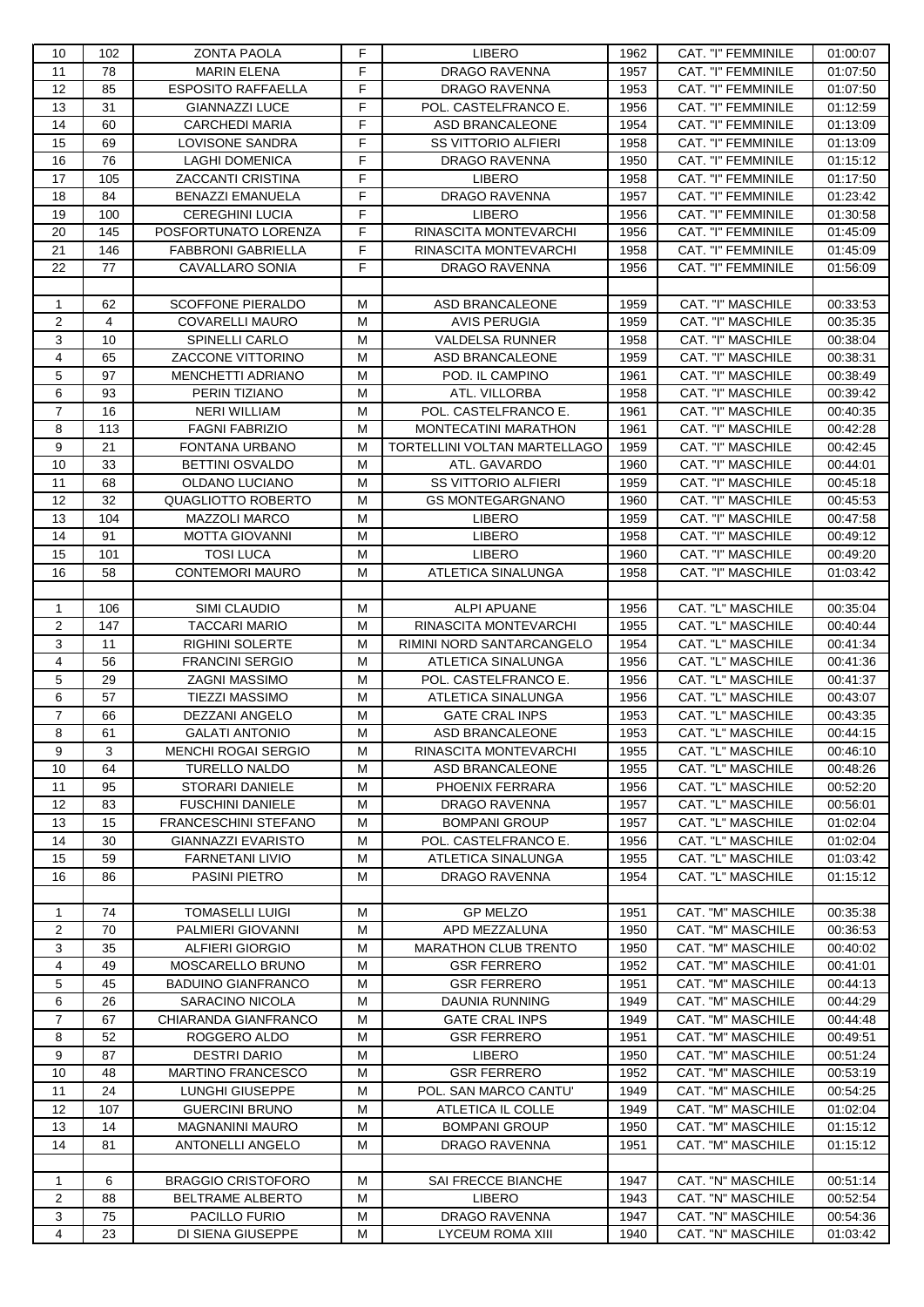| | | | | | | | |
|---|---|---|---|---|---|---|---|
| 10 | 102 | ZONTA PAOLA | F | LIBERO | 1962 | CAT. "I" FEMMINILE | 01:00:07 |
| 11 | 78 | MARIN ELENA | F | DRAGO RAVENNA | 1957 | CAT. "I" FEMMINILE | 01:07:50 |
| 12 | 85 | ESPOSITO RAFFAELLA | F | DRAGO RAVENNA | 1953 | CAT. "I" FEMMINILE | 01:07:50 |
| 13 | 31 | GIANNAZZI LUCE | F | POL. CASTELFRANCO E. | 1956 | CAT. "I" FEMMINILE | 01:12:59 |
| 14 | 60 | CARCHEDI MARIA | F | ASD BRANCALEONE | 1954 | CAT. "I" FEMMINILE | 01:13:09 |
| 15 | 69 | LOVISONE SANDRA | F | SS VITTORIO ALFIERI | 1958 | CAT. "I" FEMMINILE | 01:13:09 |
| 16 | 76 | LAGHI DOMENICA | F | DRAGO RAVENNA | 1950 | CAT. "I" FEMMINILE | 01:15:12 |
| 17 | 105 | ZACCANTI CRISTINA | F | LIBERO | 1958 | CAT. "I" FEMMINILE | 01:17:50 |
| 18 | 84 | BENAZZI EMANUELA | F | DRAGO RAVENNA | 1957 | CAT. "I" FEMMINILE | 01:23:42 |
| 19 | 100 | CEREGHINI LUCIA | F | LIBERO | 1956 | CAT. "I" FEMMINILE | 01:30:58 |
| 20 | 145 | POSFORTUNATO LORENZA | F | RINASCITA MONTEVARCHI | 1956 | CAT. "I" FEMMINILE | 01:45:09 |
| 21 | 146 | FABBRONI GABRIELLA | F | RINASCITA MONTEVARCHI | 1958 | CAT. "I" FEMMINILE | 01:45:09 |
| 22 | 77 | CAVALLARO SONIA | F | DRAGO RAVENNA | 1956 | CAT. "I" FEMMINILE | 01:56:09 |
| | | | | | | | |
| 1 | 62 | SCOFFONE PIERALDO | M | ASD BRANCALEONE | 1959 | CAT. "I" MASCHILE | 00:33:53 |
| 2 | 4 | COVARELLI MAURO | M | AVIS PERUGIA | 1959 | CAT. "I" MASCHILE | 00:35:35 |
| 3 | 10 | SPINELLI CARLO | M | VALDELSA RUNNER | 1958 | CAT. "I" MASCHILE | 00:38:04 |
| 4 | 65 | ZACCONE VITTORINO | M | ASD BRANCALEONE | 1959 | CAT. "I" MASCHILE | 00:38:31 |
| 5 | 97 | MENCHETTI ADRIANO | M | POD. IL CAMPINO | 1961 | CAT. "I" MASCHILE | 00:38:49 |
| 6 | 93 | PERIN TIZIANO | M | ATL. VILLORBA | 1958 | CAT. "I" MASCHILE | 00:39:42 |
| 7 | 16 | NERI WILLIAM | M | POL. CASTELFRANCO E. | 1961 | CAT. "I" MASCHILE | 00:40:35 |
| 8 | 113 | FAGNI FABRIZIO | M | MONTECATINI MARATHON | 1961 | CAT. "I" MASCHILE | 00:42:28 |
| 9 | 21 | FONTANA URBANO | M | TORTELLINI VOLTAN MARTELLAGO | 1959 | CAT. "I" MASCHILE | 00:42:45 |
| 10 | 33 | BETTINI OSVALDO | M | ATL. GAVARDO | 1960 | CAT. "I" MASCHILE | 00:44:01 |
| 11 | 68 | OLDANO LUCIANO | M | SS VITTORIO ALFIERI | 1959 | CAT. "I" MASCHILE | 00:45:18 |
| 12 | 32 | QUAGLIOTTO ROBERTO | M | GS MONTEGARGNANO | 1960 | CAT. "I" MASCHILE | 00:45:53 |
| 13 | 104 | MAZZOLI MARCO | M | LIBERO | 1959 | CAT. "I" MASCHILE | 00:47:58 |
| 14 | 91 | MOTTA GIOVANNI | M | LIBERO | 1958 | CAT. "I" MASCHILE | 00:49:12 |
| 15 | 101 | TOSI LUCA | M | LIBERO | 1960 | CAT. "I" MASCHILE | 00:49:20 |
| 16 | 58 | CONTEMORI MAURO | M | ATLETICA SINALUNGA | 1958 | CAT. "I" MASCHILE | 01:03:42 |
| | | | | | | | |
| 1 | 106 | SIMI CLAUDIO | M | ALPI APUANE | 1956 | CAT. "L" MASCHILE | 00:35:04 |
| 2 | 147 | TACCARI MARIO | M | RINASCITA MONTEVARCHI | 1955 | CAT. "L" MASCHILE | 00:40:44 |
| 3 | 11 | RIGHINI SOLERTE | M | RIMINI NORD SANTARCANGELO | 1954 | CAT. "L" MASCHILE | 00:41:34 |
| 4 | 56 | FRANCINI SERGIO | M | ATLETICA SINALUNGA | 1956 | CAT. "L" MASCHILE | 00:41:36 |
| 5 | 29 | ZAGNI MASSIMO | M | POL. CASTELFRANCO E. | 1956 | CAT. "L" MASCHILE | 00:41:37 |
| 6 | 57 | TIEZZI MASSIMO | M | ATLETICA SINALUNGA | 1956 | CAT. "L" MASCHILE | 00:43:07 |
| 7 | 66 | DEZZANI ANGELO | M | GATE CRAL INPS | 1953 | CAT. "L" MASCHILE | 00:43:35 |
| 8 | 61 | GALATI ANTONIO | M | ASD BRANCALEONE | 1953 | CAT. "L" MASCHILE | 00:44:15 |
| 9 | 3 | MENCHI ROGAI SERGIO | M | RINASCITA MONTEVARCHI | 1955 | CAT. "L" MASCHILE | 00:46:10 |
| 10 | 64 | TURELLO NALDO | M | ASD BRANCALEONE | 1955 | CAT. "L" MASCHILE | 00:48:26 |
| 11 | 95 | STORARI DANIELE | M | PHOENIX FERRARA | 1956 | CAT. "L" MASCHILE | 00:52:20 |
| 12 | 83 | FUSCHINI DANIELE | M | DRAGO RAVENNA | 1957 | CAT. "L" MASCHILE | 00:56:01 |
| 13 | 15 | FRANCESCHINI STEFANO | M | BOMPANI GROUP | 1957 | CAT. "L" MASCHILE | 01:02:04 |
| 14 | 30 | GIANNAZZI EVARISTO | M | POL. CASTELFRANCO E. | 1956 | CAT. "L" MASCHILE | 01:02:04 |
| 15 | 59 | FARNETANI LIVIO | M | ATLETICA SINALUNGA | 1955 | CAT. "L" MASCHILE | 01:03:42 |
| 16 | 86 | PASINI PIETRO | M | DRAGO RAVENNA | 1954 | CAT. "L" MASCHILE | 01:15:12 |
| | | | | | | | |
| 1 | 74 | TOMASELLI LUIGI | M | GP MELZO | 1951 | CAT. "M" MASCHILE | 00:35:38 |
| 2 | 70 | PALMIERI GIOVANNI | M | APD MEZZALUNA | 1950 | CAT. "M" MASCHILE | 00:36:53 |
| 3 | 35 | ALFIERI GIORGIO | M | MARATHON CLUB TRENTO | 1950 | CAT. "M" MASCHILE | 00:40:02 |
| 4 | 49 | MOSCARELLO BRUNO | M | GSR FERRERO | 1952 | CAT. "M" MASCHILE | 00:41:01 |
| 5 | 45 | BADUINO GIANFRANCO | M | GSR FERRERO | 1951 | CAT. "M" MASCHILE | 00:44:13 |
| 6 | 26 | SARACINO NICOLA | M | DAUNIA RUNNING | 1949 | CAT. "M" MASCHILE | 00:44:29 |
| 7 | 67 | CHIARANDA GIANFRANCO | M | GATE CRAL INPS | 1949 | CAT. "M" MASCHILE | 00:44:48 |
| 8 | 52 | ROGGERO ALDO | M | GSR FERRERO | 1951 | CAT. "M" MASCHILE | 00:49:51 |
| 9 | 87 | DESTRI DARIO | M | LIBERO | 1950 | CAT. "M" MASCHILE | 00:51:24 |
| 10 | 48 | MARTINO FRANCESCO | M | GSR FERRERO | 1952 | CAT. "M" MASCHILE | 00:53:19 |
| 11 | 24 | LUNGHI GIUSEPPE | M | POL. SAN MARCO CANTU' | 1949 | CAT. "M" MASCHILE | 00:54:25 |
| 12 | 107 | GUERCINI BRUNO | M | ATLETICA IL COLLE | 1949 | CAT. "M" MASCHILE | 01:02:04 |
| 13 | 14 | MAGNANINI MAURO | M | BOMPANI GROUP | 1950 | CAT. "M" MASCHILE | 01:15:12 |
| 14 | 81 | ANTONELLI ANGELO | M | DRAGO RAVENNA | 1951 | CAT. "M" MASCHILE | 01:15:12 |
| | | | | | | | |
| 1 | 6 | BRAGGIO CRISTOFORO | M | SAI FRECCE BIANCHE | 1947 | CAT. "N" MASCHILE | 00:51:14 |
| 2 | 88 | BELTRAME ALBERTO | M | LIBERO | 1943 | CAT. "N" MASCHILE | 00:52:54 |
| 3 | 75 | PACILLO FURIO | M | DRAGO RAVENNA | 1947 | CAT. "N" MASCHILE | 00:54:36 |
| 4 | 23 | DI SIENA GIUSEPPE | M | LYCEUM ROMA XIII | 1940 | CAT. "N" MASCHILE | 01:03:42 |